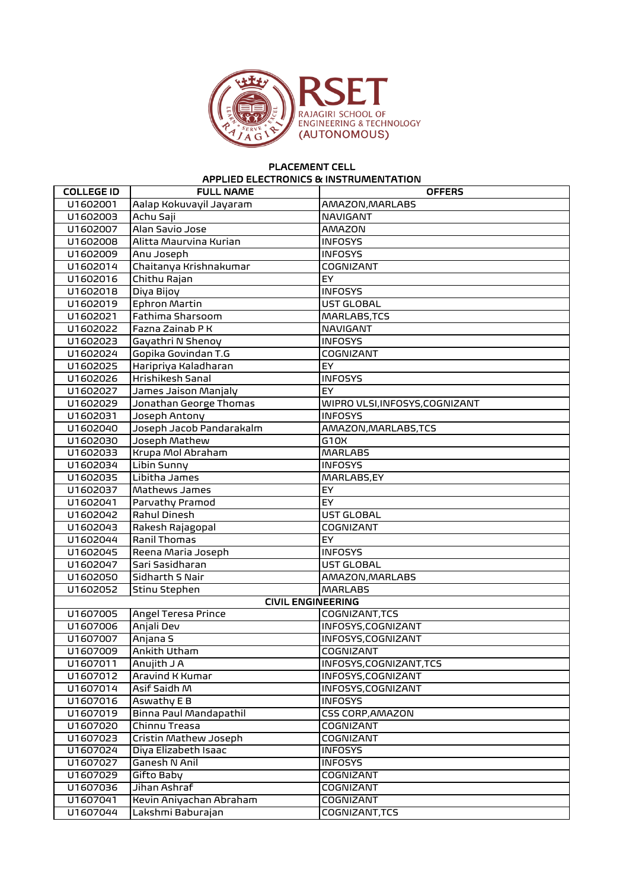# RSET
RAJAGIRI SCHOOL OF ENGINEERING & TECHNOLOGY (AUTONOMOUS)

## PLACEMENT CELL

### APPLIED ELECTRONICS & INSTRUMENTATION

| COLLEGE ID | FULL NAME | OFFERS |
|---|---|---|
| U1602001 | Aalap Kokuvayil Jayaram | AMAZON,MARLABS |
| U1602003 | Achu Saji | NAVIGANT |
| U1602007 | Alan Savio Jose | AMAZON |
| U1602008 | Alitta Maurvina Kurian | INFOSYS |
| U1602009 | Anu Joseph | INFOSYS |
| U1602014 | Chaitanya Krishnakumar | COGNIZANT |
| U1602016 | Chithu Rajan | EY |
| U1602018 | Diya Bijoy | INFOSYS |
| U1602019 | Ephron Martin | UST GLOBAL |
| U1602021 | Fathima Sharsoom | MARLABS,TCS |
| U1602022 | Fazna Zainab P K | NAVIGANT |
| U1602023 | Gayathri N Shenoy | INFOSYS |
| U1602024 | Gopika Govindan T.G | COGNIZANT |
| U1602025 | Haripriya Kaladharan | EY |
| U1602026 | Hrishikesh Sanal | INFOSYS |
| U1602027 | James Jaison Manjaly | EY |
| U1602029 | Jonathan George Thomas | WIPRO VLSI,INFOSYS,COGNIZANT |
| U1602031 | Joseph Antony | INFOSYS |
| U1602040 | Joseph Jacob Pandarakalm | AMAZON,MARLABS,TCS |
| U1602030 | Joseph Mathew | G10X |
| U1602033 | Krupa Mol Abraham | MARLABS |
| U1602034 | Libin Sunny | INFOSYS |
| U1602035 | Libitha James | MARLABS,EY |
| U1602037 | Mathews James | EY |
| U1602041 | Parvathy Pramod | EY |
| U1602042 | Rahul Dinesh | UST GLOBAL |
| U1602043 | Rakesh Rajagopal | COGNIZANT |
| U1602044 | Ranil Thomas | EY |
| U1602045 | Reena Maria Joseph | INFOSYS |
| U1602047 | Sari Sasidharan | UST GLOBAL |
| U1602050 | Sidharth S Nair | AMAZON,MARLABS |
| U1602052 | Stinu Stephen | MARLABS |
| | **CIVIL ENGINEERING** | |
| U1607005 | Angel Teresa Prince | COGNIZANT,TCS |
| U1607006 | Anjali Dev | INFOSYS,COGNIZANT |
| U1607007 | Anjana S | INFOSYS,COGNIZANT |
| U1607009 | Ankith Utham | COGNIZANT |
| U1607011 | Anujith J A | INFOSYS,COGNIZANT,TCS |
| U1607012 | Aravind K Kumar | INFOSYS,COGNIZANT |
| U1607014 | Asif Saidh M | INFOSYS,COGNIZANT |
| U1607016 | Aswathy E B | INFOSYS |
| U1607019 | Binna Paul Mandapathil | CSS CORP,AMAZON |
| U1607020 | Chinnu Treasa | COGNIZANT |
| U1607023 | Cristin Mathew Joseph | COGNIZANT |
| U1607024 | Diya Elizabeth Isaac | INFOSYS |
| U1607027 | Ganesh N Anil | INFOSYS |
| U1607029 | Gifto Baby | COGNIZANT |
| U1607036 | Jihan Ashraf | COGNIZANT |
| U1607041 | Kevin Aniyachan Abraham | COGNIZANT |
| U1607044 | Lakshmi Baburajan | COGNIZANT,TCS |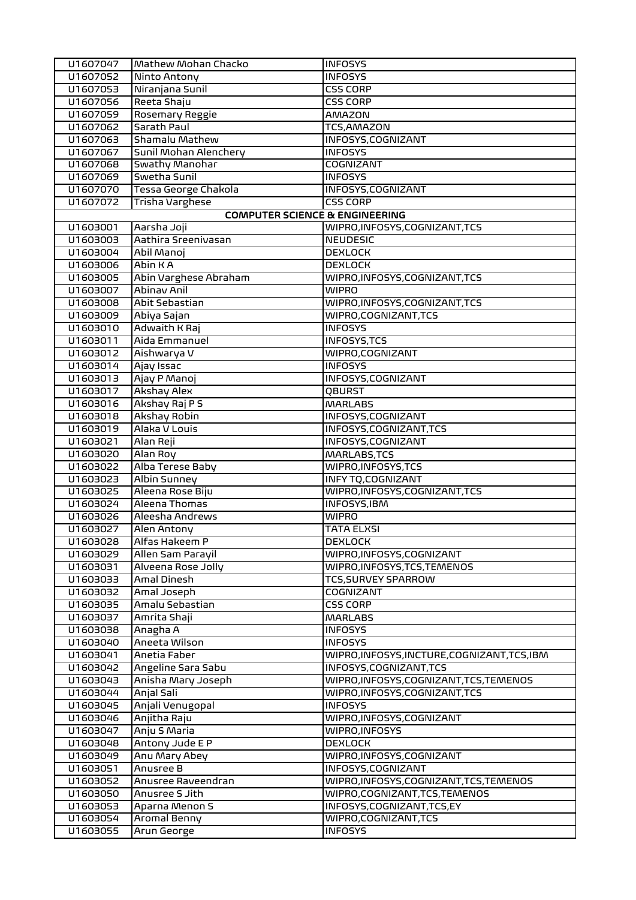| | | |
|---|---|---|
| U1607047 | Mathew Mohan Chacko | INFOSYS |
| U1607052 | Ninto Antony | INFOSYS |
| U1607053 | Niranjana Sunil | CSS CORP |
| U1607056 | Reeta Shaju | CSS CORP |
| U1607059 | Rosemary Reggie | AMAZON |
| U1607062 | Sarath Paul | TCS,AMAZON |
| U1607063 | Shamalu Mathew | INFOSYS,COGNIZANT |
| U1607067 | Sunil Mohan Alenchery | INFOSYS |
| U1607068 | Swathy Manohar | COGNIZANT |
| U1607069 | Swetha Sunil | INFOSYS |
| U1607070 | Tessa George Chakola | INFOSYS,COGNIZANT |
| U1607072 | Trisha Varghese | CSS CORP |
| | **COMPUTER SCIENCE & ENGINEERING** | |
| U1603001 | Aarsha Joji | WIPRO,INFOSYS,COGNIZANT,TCS |
| U1603003 | Aathira Sreenivasan | NEUDESIC |
| U1603004 | Abil Manoj | DEXLOCK |
| U1603006 | Abin K A | DEXLOCK |
| U1603005 | Abin Varghese Abraham | WIPRO,INFOSYS,COGNIZANT,TCS |
| U1603007 | Abinav Anil | WIPRO |
| U1603008 | Abit Sebastian | WIPRO,INFOSYS,COGNIZANT,TCS |
| U1603009 | Abiya Sajan | WIPRO,COGNIZANT,TCS |
| U1603010 | Adwaith K Raj | INFOSYS |
| U1603011 | Aida Emmanuel | INFOSYS,TCS |
| U1603012 | Aishwarya V | WIPRO,COGNIZANT |
| U1603014 | Ajay Issac | INFOSYS |
| U1603013 | Ajay P Manoj | INFOSYS,COGNIZANT |
| U1603017 | Akshay Alex | QBURST |
| U1603016 | Akshay Raj P S | MARLABS |
| U1603018 | Akshay Robin | INFOSYS,COGNIZANT |
| U1603019 | Alaka V Louis | INFOSYS,COGNIZANT,TCS |
| U1603021 | Alan Reji | INFOSYS,COGNIZANT |
| U1603020 | Alan Roy | MARLABS,TCS |
| U1603022 | Alba Terese Baby | WIPRO,INFOSYS,TCS |
| U1603023 | Albin Sunney | INFY TQ,COGNIZANT |
| U1603025 | Aleena Rose Biju | WIPRO,INFOSYS,COGNIZANT,TCS |
| U1603024 | Aleena Thomas | INFOSYS,IBM |
| U1603026 | Aleesha Andrews | WIPRO |
| U1603027 | Alen Antony | TATA ELXSI |
| U1603028 | Alfas Hakeem P | DEXLOCK |
| U1603029 | Allen Sam Parayil | WIPRO,INFOSYS,COGNIZANT |
| U1603031 | Alveena Rose Jolly | WIPRO,INFOSYS,TCS,TEMENOS |
| U1603033 | Amal Dinesh | TCS,SURVEY SPARROW |
| U1603032 | Amal Joseph | COGNIZANT |
| U1603035 | Amalu Sebastian | CSS CORP |
| U1603037 | Amrita Shaji | MARLABS |
| U1603038 | Anagha A | INFOSYS |
| U1603040 | Aneeta Wilson | INFOSYS |
| U1603041 | Anetia Faber | WIPRO,INFOSYS,INCTURE,COGNIZANT,TCS,IBM |
| U1603042 | Angeline Sara Sabu | INFOSYS,COGNIZANT,TCS |
| U1603043 | Anisha Mary Joseph | WIPRO,INFOSYS,COGNIZANT,TCS,TEMENOS |
| U1603044 | Anjal Sali | WIPRO,INFOSYS,COGNIZANT,TCS |
| U1603045 | Anjali Venugopal | INFOSYS |
| U1603046 | Anjitha Raju | WIPRO,INFOSYS,COGNIZANT |
| U1603047 | Anju S Maria | WIPRO,INFOSYS |
| U1603048 | Antony Jude E P | DEXLOCK |
| U1603049 | Anu Mary Abey | WIPRO,INFOSYS,COGNIZANT |
| U1603051 | Anusree B | INFOSYS,COGNIZANT |
| U1603052 | Anusree Raveendran | WIPRO,INFOSYS,COGNIZANT,TCS,TEMENOS |
| U1603050 | Anusree S Jith | WIPRO,COGNIZANT,TCS,TEMENOS |
| U1603053 | Aparna Menon S | INFOSYS,COGNIZANT,TCS,EY |
| U1603054 | Aromal Benny | WIPRO,COGNIZANT,TCS |
| U1603055 | Arun George | INFOSYS |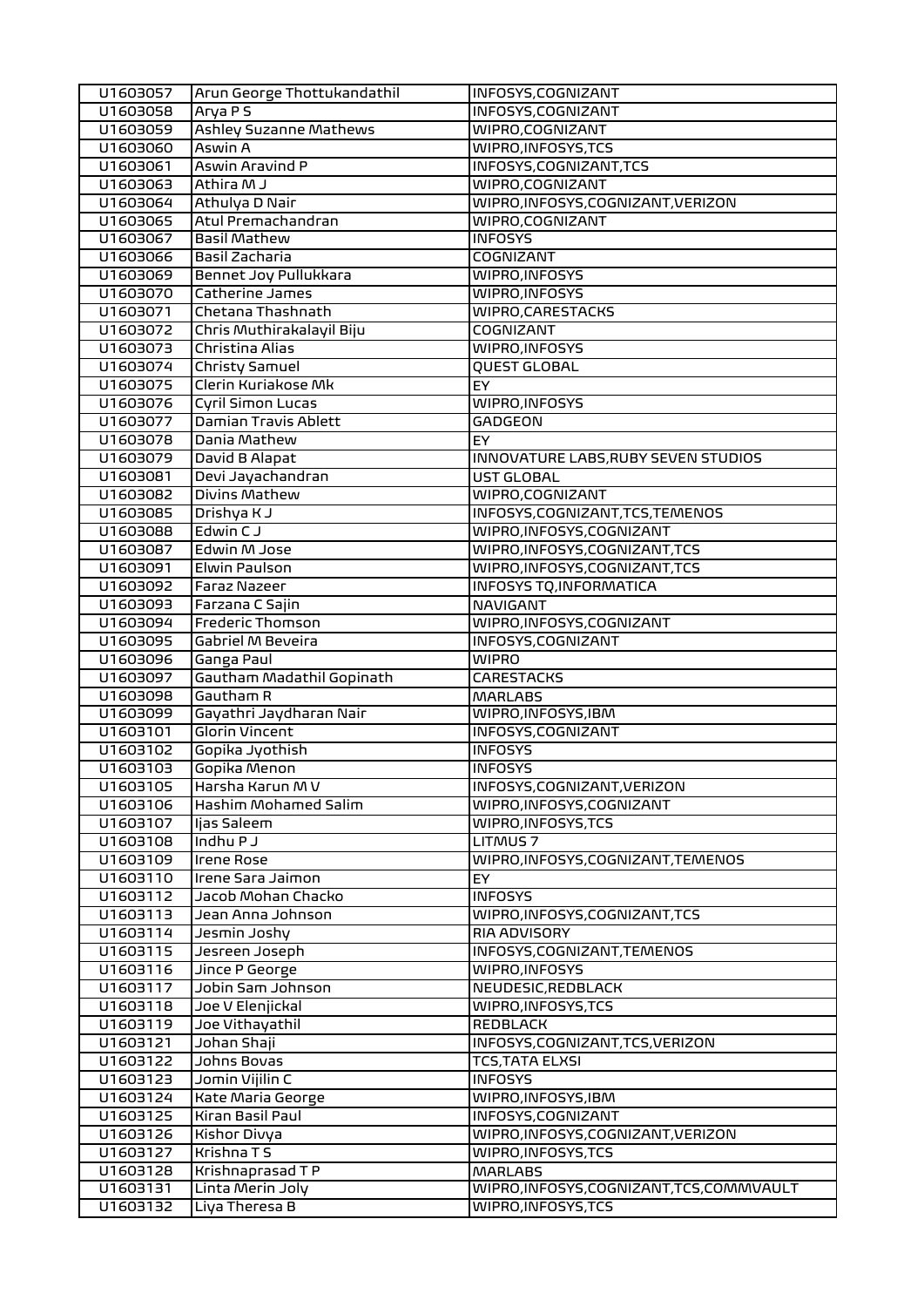| | | |
|---|---|---|
| U1603057 | Arun George Thottukandathil | INFOSYS,COGNIZANT |
| U1603058 | Arya P S | INFOSYS,COGNIZANT |
| U1603059 | Ashley Suzanne Mathews | WIPRO,COGNIZANT |
| U1603060 | Aswin A | WIPRO,INFOSYS,TCS |
| U1603061 | Aswin Aravind P | INFOSYS,COGNIZANT,TCS |
| U1603063 | Athira M J | WIPRO,COGNIZANT |
| U1603064 | Athulya D Nair | WIPRO,INFOSYS,COGNIZANT,VERIZON |
| U1603065 | Atul Premachandran | WIPRO,COGNIZANT |
| U1603067 | Basil Mathew | INFOSYS |
| U1603066 | Basil Zacharia | COGNIZANT |
| U1603069 | Bennet Joy Pullukkara | WIPRO,INFOSYS |
| U1603070 | Catherine James | WIPRO,INFOSYS |
| U1603071 | Chetana Thashnath | WIPRO,CARESTACKS |
| U1603072 | Chris Muthirakalayil Biju | COGNIZANT |
| U1603073 | Christina Alias | WIPRO,INFOSYS |
| U1603074 | Christy Samuel | QUEST GLOBAL |
| U1603075 | Clerin Kuriakose Mk | EY |
| U1603076 | Cyril Simon Lucas | WIPRO,INFOSYS |
| U1603077 | Damian Travis Ablett | GADGEON |
| U1603078 | Dania Mathew | EY |
| U1603079 | David B Alapat | INNOVATURE LABS,RUBY SEVEN STUDIOS |
| U1603081 | Devi Jayachandran | UST GLOBAL |
| U1603082 | Divins Mathew | WIPRO,COGNIZANT |
| U1603085 | Drishya K J | INFOSYS,COGNIZANT,TCS,TEMENOS |
| U1603088 | Edwin C J | WIPRO,INFOSYS,COGNIZANT |
| U1603087 | Edwin M Jose | WIPRO,INFOSYS,COGNIZANT,TCS |
| U1603091 | Elwin Paulson | WIPRO,INFOSYS,COGNIZANT,TCS |
| U1603092 | Faraz Nazeer | INFOSYS TQ,INFORMATICA |
| U1603093 | Farzana C Sajin | NAVIGANT |
| U1603094 | Frederic Thomson | WIPRO,INFOSYS,COGNIZANT |
| U1603095 | Gabriel M Beveira | INFOSYS,COGNIZANT |
| U1603096 | Ganga Paul | WIPRO |
| U1603097 | Gautham Madathil Gopinath | CARESTACKS |
| U1603098 | Gautham R | MARLABS |
| U1603099 | Gayathri Jaydharan Nair | WIPRO,INFOSYS,IBM |
| U1603101 | Glorin Vincent | INFOSYS,COGNIZANT |
| U1603102 | Gopika Jyothish | INFOSYS |
| U1603103 | Gopika Menon | INFOSYS |
| U1603105 | Harsha Karun M V | INFOSYS,COGNIZANT,VERIZON |
| U1603106 | Hashim Mohamed Salim | WIPRO,INFOSYS,COGNIZANT |
| U1603107 | Ijas Saleem | WIPRO,INFOSYS,TCS |
| U1603108 | Indhu P J | LITMUS 7 |
| U1603109 | Irene Rose | WIPRO,INFOSYS,COGNIZANT,TEMENOS |
| U1603110 | Irene Sara Jaimon | EY |
| U1603112 | Jacob Mohan Chacko | INFOSYS |
| U1603113 | Jean Anna Johnson | WIPRO,INFOSYS,COGNIZANT,TCS |
| U1603114 | Jesmin Joshy | RIA ADVISORY |
| U1603115 | Jesreen Joseph | INFOSYS,COGNIZANT,TEMENOS |
| U1603116 | Jince P George | WIPRO,INFOSYS |
| U1603117 | Jobin Sam Johnson | NEUDESIC,REDBLACK |
| U1603118 | Joe V Elenjickal | WIPRO,INFOSYS,TCS |
| U1603119 | Joe Vithayathil | REDBLACK |
| U1603121 | Johan Shaji | INFOSYS,COGNIZANT,TCS,VERIZON |
| U1603122 | Johns Bovas | TCS,TATA ELXSI |
| U1603123 | Jomin Vijilin C | INFOSYS |
| U1603124 | Kate Maria George | WIPRO,INFOSYS,IBM |
| U1603125 | Kiran Basil Paul | INFOSYS,COGNIZANT |
| U1603126 | Kishor Divya | WIPRO,INFOSYS,COGNIZANT,VERIZON |
| U1603127 | Krishna T S | WIPRO,INFOSYS,TCS |
| U1603128 | Krishnaprasad T P | MARLABS |
| U1603131 | Linta Merin Joly | WIPRO,INFOSYS,COGNIZANT,TCS,COMMVAULT |
| U1603132 | Liya Theresa B | WIPRO,INFOSYS,TCS |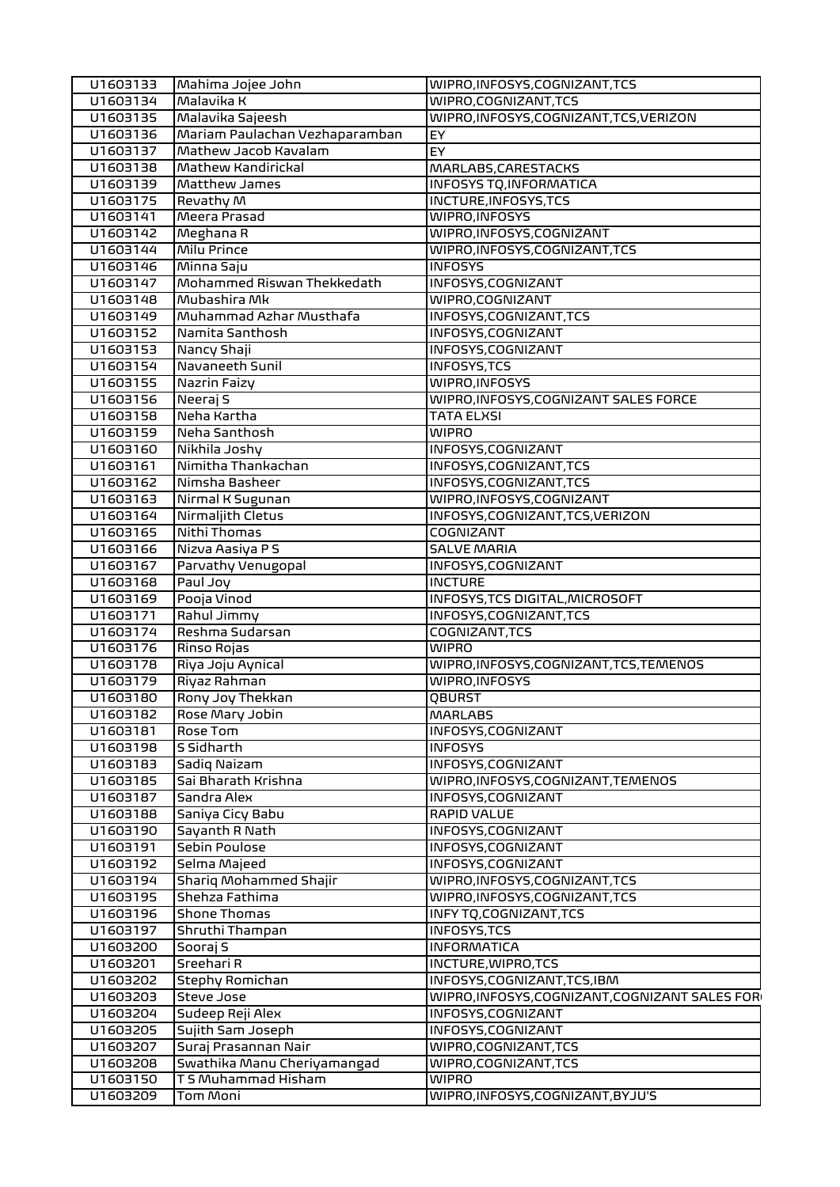| U1603133 | Mahima Jojee John | WIPRO,INFOSYS,COGNIZANT,TCS |
|---|---|---|
| U1603134 | Malavika K | WIPRO,COGNIZANT,TCS |
| U1603135 | Malavika Sajeesh | WIPRO,INFOSYS,COGNIZANT,TCS,VERIZON |
| U1603136 | Mariam Paulachan Vezhaparamban | EY |
| U1603137 | Mathew Jacob Kavalam | EY |
| U1603138 | Mathew Kandirickal | MARLABS,CARESTACKS |
| U1603139 | Matthew James | INFOSYS TQ,INFORMATICA |
| U1603175 | Revathy M | INCTURE,INFOSYS,TCS |
| U1603141 | Meera Prasad | WIPRO,INFOSYS |
| U1603142 | Meghana R | WIPRO,INFOSYS,COGNIZANT |
| U1603144 | Milu Prince | WIPRO,INFOSYS,COGNIZANT,TCS |
| U1603146 | Minna Saju | INFOSYS |
| U1603147 | Mohammed Riswan Thekkedath | INFOSYS,COGNIZANT |
| U1603148 | Mubashira Mk | WIPRO,COGNIZANT |
| U1603149 | Muhammad Azhar Musthafa | INFOSYS,COGNIZANT,TCS |
| U1603152 | Namita Santhosh | INFOSYS,COGNIZANT |
| U1603153 | Nancy Shaji | INFOSYS,COGNIZANT |
| U1603154 | Navaneeth Sunil | INFOSYS,TCS |
| U1603155 | Nazrin Faizy | WIPRO,INFOSYS |
| U1603156 | Neeraj S | WIPRO,INFOSYS,COGNIZANT SALES FORCE |
| U1603158 | Neha Kartha | TATA ELXSI |
| U1603159 | Neha Santhosh | WIPRO |
| U1603160 | Nikhila Joshy | INFOSYS,COGNIZANT |
| U1603161 | Nimitha Thankachan | INFOSYS,COGNIZANT,TCS |
| U1603162 | Nimsha Basheer | INFOSYS,COGNIZANT,TCS |
| U1603163 | Nirmal K Sugunan | WIPRO,INFOSYS,COGNIZANT |
| U1603164 | Nirmaljith Cletus | INFOSYS,COGNIZANT,TCS,VERIZON |
| U1603165 | Nithi Thomas | COGNIZANT |
| U1603166 | Nizva Aasiya P S | SALVE MARIA |
| U1603167 | Parvathy Venugopal | INFOSYS,COGNIZANT |
| U1603168 | Paul Joy | INCTURE |
| U1603169 | Pooja Vinod | INFOSYS,TCS DIGITAL,MICROSOFT |
| U1603171 | Rahul Jimmy | INFOSYS,COGNIZANT,TCS |
| U1603174 | Reshma Sudarsan | COGNIZANT,TCS |
| U1603176 | Rinso Rojas | WIPRO |
| U1603178 | Riya Joju Aynical | WIPRO,INFOSYS,COGNIZANT,TCS,TEMENOS |
| U1603179 | Riyaz Rahman | WIPRO,INFOSYS |
| U1603180 | Rony Joy Thekkan | QBURST |
| U1603182 | Rose Mary Jobin | MARLABS |
| U1603181 | Rose Tom | INFOSYS,COGNIZANT |
| U1603198 | S Sidharth | INFOSYS |
| U1603183 | Sadiq Naizam | INFOSYS,COGNIZANT |
| U1603185 | Sai Bharath Krishna | WIPRO,INFOSYS,COGNIZANT,TEMENOS |
| U1603187 | Sandra Alex | INFOSYS,COGNIZANT |
| U1603188 | Saniya Cicy Babu | RAPID VALUE |
| U1603190 | Sayanth R Nath | INFOSYS,COGNIZANT |
| U1603191 | Sebin Poulose | INFOSYS,COGNIZANT |
| U1603192 | Selma Majeed | INFOSYS,COGNIZANT |
| U1603194 | Shariq Mohammed Shajir | WIPRO,INFOSYS,COGNIZANT,TCS |
| U1603195 | Shehza Fathima | WIPRO,INFOSYS,COGNIZANT,TCS |
| U1603196 | Shone Thomas | INFY TQ,COGNIZANT,TCS |
| U1603197 | Shruthi Thampan | INFOSYS,TCS |
| U1603200 | Sooraj S | INFORMATICA |
| U1603201 | Sreehari R | INCTURE,WIPRO,TCS |
| U1603202 | Stephy Romichan | INFOSYS,COGNIZANT,TCS,IBM |
| U1603203 | Steve Jose | WIPRO,INFOSYS,COGNIZANT,COGNIZANT SALES FOR |
| U1603204 | Sudeep Reji Alex | INFOSYS,COGNIZANT |
| U1603205 | Sujith Sam Joseph | INFOSYS,COGNIZANT |
| U1603207 | Suraj Prasannan Nair | WIPRO,COGNIZANT,TCS |
| U1603208 | Swathika Manu Cheriyamangad | WIPRO,COGNIZANT,TCS |
| U1603150 | T S Muhammad Hisham | WIPRO |
| U1603209 | Tom Moni | WIPRO,INFOSYS,COGNIZANT,BYJU'S |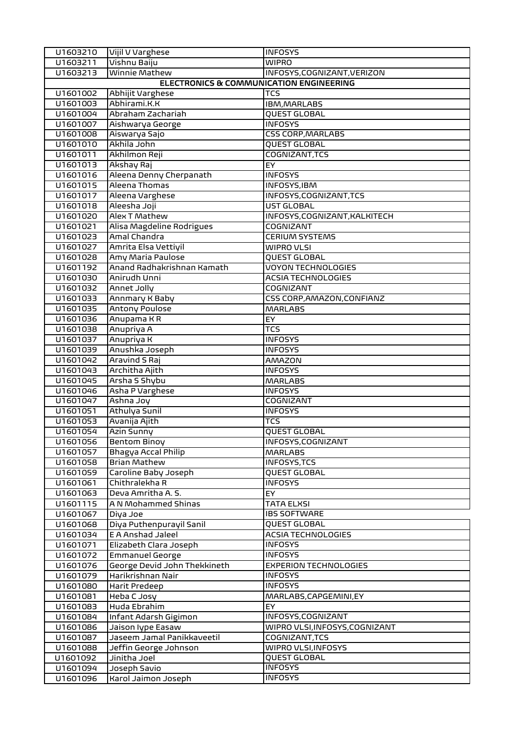| | | |
|---|---|---|
| U1603210 | Vijil V Varghese | INFOSYS |
| U1603211 | Vishnu Baiju | WIPRO |
| U1603213 | Winnie Mathew | INFOSYS,COGNIZANT,VERIZON |
| **ELECTRONICS & COMMUNICATION ENGINEERING** | | |
| U1601002 | Abhijit Varghese | TCS |
| U1601003 | Abhirami.K.K | IBM,MARLABS |
| U1601004 | Abraham Zachariah | QUEST GLOBAL |
| U1601007 | Aishwarya George | INFOSYS |
| U1601008 | Aiswarya Sajo | CSS CORP,MARLABS |
| U1601010 | Akhila John | QUEST GLOBAL |
| U1601011 | Akhilmon Reji | COGNIZANT,TCS |
| U1601013 | Akshay Raj | EY |
| U1601016 | Aleena Denny Cherpanath | INFOSYS |
| U1601015 | Aleena Thomas | INFOSYS,IBM |
| U1601017 | Aleena Varghese | INFOSYS,COGNIZANT,TCS |
| U1601018 | Aleesha Joji | UST GLOBAL |
| U1601020 | Alex T Mathew | INFOSYS,COGNIZANT,KALKITECH |
| U1601021 | Alisa Magdeline Rodrigues | COGNIZANT |
| U1601023 | Amal Chandra | CERIUM SYSTEMS |
| U1601027 | Amrita Elsa Vettiyil | WIPRO VLSI |
| U1601028 | Amy Maria Paulose | QUEST GLOBAL |
| U1601192 | Anand Radhakrishnan Kamath | VOYON TECHNOLOGIES |
| U1601030 | Anirudh Unni | ACSIA TECHNOLOGIES |
| U1601032 | Annet Jolly | COGNIZANT |
| U1601033 | Annmary K Baby | CSS CORP,AMAZON,CONFIANZ |
| U1601035 | Antony Poulose | MARLABS |
| U1601036 | Anupama K R | EY |
| U1601038 | Anupriya A | TCS |
| U1601037 | Anupriya K | INFOSYS |
| U1601039 | Anushka Joseph | INFOSYS |
| U1601042 | Aravind S Raj | AMAZON |
| U1601043 | Architha Ajith | INFOSYS |
| U1601045 | Arsha S Shybu | MARLABS |
| U1601046 | Asha P Varghese | INFOSYS |
| U1601047 | Ashna Joy | COGNIZANT |
| U1601051 | Athulya Sunil | INFOSYS |
| U1601053 | Avanija Ajith | TCS |
| U1601054 | Azin Sunny | QUEST GLOBAL |
| U1601056 | Bentom Binoy | INFOSYS,COGNIZANT |
| U1601057 | Bhagya Accal Philip | MARLABS |
| U1601058 | Brian Mathew | INFOSYS,TCS |
| U1601059 | Caroline Baby Joseph | QUEST GLOBAL |
| U1601061 | Chithralekha R | INFOSYS |
| U1601063 | Deva Amritha A. S. | EY |
| U1601115 | A N Mohammed Shinas | TATA ELXSI |
| U1601067 | Diya Joe | IBS SOFTWARE |
| U1601068 | Diya Puthenpurayil Sanil | QUEST GLOBAL |
| U1601034 | E A Anshad Jaleel | ACSIA TECHNOLOGIES |
| U1601071 | Elizabeth Clara Joseph | INFOSYS |
| U1601072 | Emmanuel George | INFOSYS |
| U1601076 | George Devid John Thekkineth | EXPERION TECHNOLOGIES |
| U1601079 | Harikrishnan Nair | INFOSYS |
| U1601080 | Harit Predeep | INFOSYS |
| U1601081 | Heba C Josy | MARLABS,CAPGEMINI,EY |
| U1601083 | Huda Ebrahim | EY |
| U1601084 | Infant Adarsh Gigimon | INFOSYS,COGNIZANT |
| U1601086 | Jaison Iype Easaw | WIPRO VLSI,INFOSYS,COGNIZANT |
| U1601087 | Jaseem Jamal Panikkaveetil | COGNIZANT,TCS |
| U1601088 | Jeffin George Johnson | WIPRO VLSI,INFOSYS |
| U1601092 | Jinitha Joel | QUEST GLOBAL |
| U1601094 | Joseph Savio | INFOSYS |
| U1601096 | Karol Jaimon Joseph | INFOSYS |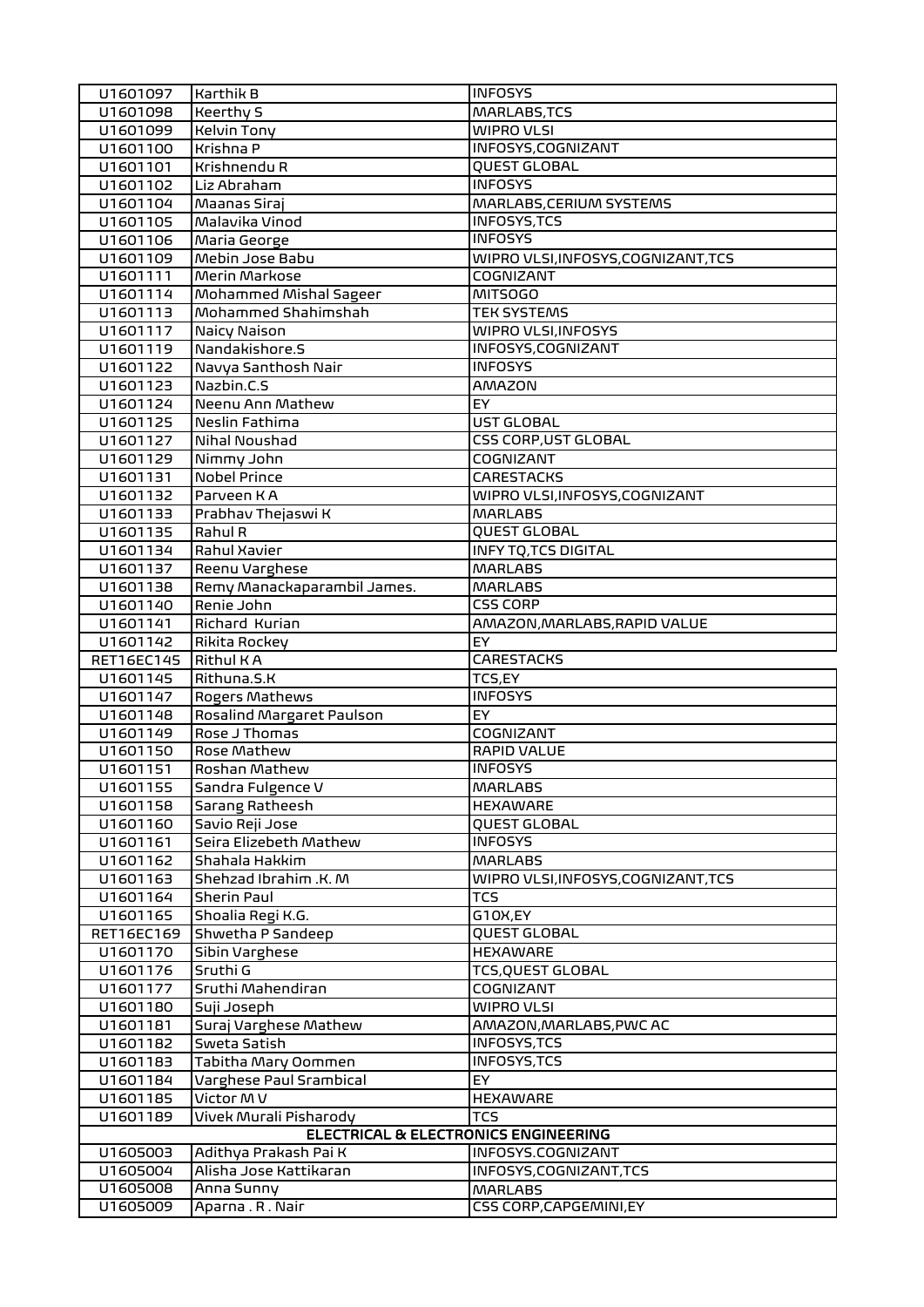| U1601097 | Karthik B | INFOSYS |
|---|---|---|
| U1601098 | Keerthy S | MARLABS,TCS |
| U1601099 | Kelvin Tony | WIPRO VLSI |
| U1601100 | Krishna P | INFOSYS,COGNIZANT |
| U1601101 | Krishnendu R | QUEST GLOBAL |
| U1601102 | Liz Abraham | INFOSYS |
| U1601104 | Maanas Siraj | MARLABS,CERIUM SYSTEMS |
| U1601105 | Malavika Vinod | INFOSYS,TCS |
| U1601106 | Maria George | INFOSYS |
| U1601109 | Mebin Jose Babu | WIPRO VLSI,INFOSYS,COGNIZANT,TCS |
| U1601111 | Merin Markose | COGNIZANT |
| U1601114 | Mohammed Mishal Sageer | MITSOGO |
| U1601113 | Mohammed Shahimshah | TEK SYSTEMS |
| U1601117 | Naicy Naison | WIPRO VLSI,INFOSYS |
| U1601119 | Nandakishore.S | INFOSYS,COGNIZANT |
| U1601122 | Navya Santhosh Nair | INFOSYS |
| U1601123 | Nazbin.C.S | AMAZON |
| U1601124 | Neenu Ann Mathew | EY |
| U1601125 | Neslin Fathima | UST GLOBAL |
| U1601127 | Nihal Noushad | CSS CORP,UST GLOBAL |
| U1601129 | Nimmy John | COGNIZANT |
| U1601131 | Nobel Prince | CARESTACKS |
| U1601132 | Parveen K A | WIPRO VLSI,INFOSYS,COGNIZANT |
| U1601133 | Prabhav Thejaswi K | MARLABS |
| U1601135 | Rahul R | QUEST GLOBAL |
| U1601134 | Rahul Xavier | INFY TQ,TCS DIGITAL |
| U1601137 | Reenu Varghese | MARLABS |
| U1601138 | Remy Manackaparambil James. | MARLABS |
| U1601140 | Renie John | CSS CORP |
| U1601141 | Richard Kurian | AMAZON,MARLABS,RAPID VALUE |
| U1601142 | Rikita Rockey | EY |
| RET16EC145 | Rithul K A | CARESTACKS |
| U1601145 | Rithuna.S.K | TCS,EY |
| U1601147 | Rogers Mathews | INFOSYS |
| U1601148 | Rosalind Margaret Paulson | EY |
| U1601149 | Rose J Thomas | COGNIZANT |
| U1601150 | Rose Mathew | RAPID VALUE |
| U1601151 | Roshan Mathew | INFOSYS |
| U1601155 | Sandra Fulgence V | MARLABS |
| U1601158 | Sarang Ratheesh | HEXAWARE |
| U1601160 | Savio Reji Jose | QUEST GLOBAL |
| U1601161 | Seira Elizebeth Mathew | INFOSYS |
| U1601162 | Shahala Hakkim | MARLABS |
| U1601163 | Shehzad Ibrahim .K. M | WIPRO VLSI,INFOSYS,COGNIZANT,TCS |
| U1601164 | Sherin Paul | TCS |
| U1601165 | Shoalia Regi K.G. | G10X,EY |
| RET16EC169 | Shwetha P Sandeep | QUEST GLOBAL |
| U1601170 | Sibin Varghese | HEXAWARE |
| U1601176 | Sruthi G | TCS,QUEST GLOBAL |
| U1601177 | Sruthi Mahendiran | COGNIZANT |
| U1601180 | Suji Joseph | WIPRO VLSI |
| U1601181 | Suraj Varghese Mathew | AMAZON,MARLABS,PWC AC |
| U1601182 | Sweta Satish | INFOSYS,TCS |
| U1601183 | Tabitha Mary Oommen | INFOSYS,TCS |
| U1601184 | Varghese Paul Srambical | EY |
| U1601185 | Victor M V | HEXAWARE |
| U1601189 | Vivek Murali Pisharody | TCS |
| **ELECTRICAL & ELECTRONICS ENGINEERING** | | |
| U1605003 | Adithya Prakash Pai K | INFOSYS.COGNIZANT |
| U1605004 | Alisha Jose Kattikaran | INFOSYS,COGNIZANT,TCS |
| U1605008 | Anna Sunny | MARLABS |
| U1605009 | Aparna . R . Nair | CSS CORP,CAPGEMINI,EY |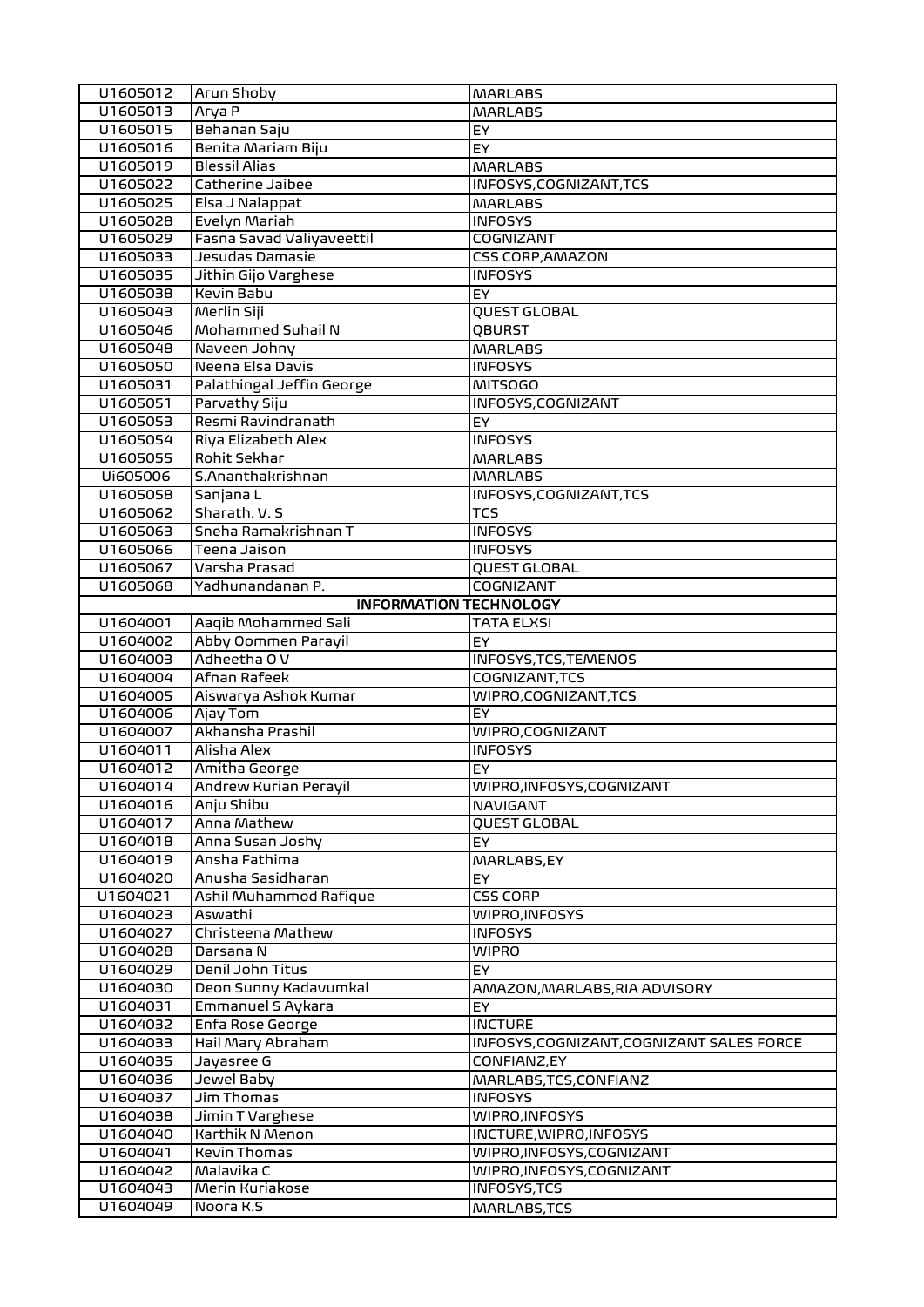| U1605012 | Arun Shoby | MARLABS |
|---|---|---|
| U1605013 | Arya P | MARLABS |
| U1605015 | Behanan Saju | EY |
| U1605016 | Benita Mariam Biju | EY |
| U1605019 | Blessil Alias | MARLABS |
| U1605022 | Catherine Jaibee | INFOSYS,COGNIZANT,TCS |
| U1605025 | Elsa J Nalappat | MARLABS |
| U1605028 | Evelyn Mariah | INFOSYS |
| U1605029 | Fasna Savad Valiyaveettil | COGNIZANT |
| U1605033 | Jesudas Damasie | CSS CORP,AMAZON |
| U1605035 | Jithin Gijo Varghese | INFOSYS |
| U1605038 | Kevin Babu | EY |
| U1605043 | Merlin Siji | QUEST GLOBAL |
| U1605046 | Mohammed Suhail N | QBURST |
| U1605048 | Naveen Johny | MARLABS |
| U1605050 | Neena Elsa Davis | INFOSYS |
| U1605031 | Palathingal Jeffin George | MITSOGO |
| U1605051 | Parvathy Siju | INFOSYS,COGNIZANT |
| U1605053 | Resmi Ravindranath | EY |
| U1605054 | Riya Elizabeth Alex | INFOSYS |
| U1605055 | Rohit Sekhar | MARLABS |
| Ui605006 | S.Ananthakrishnan | MARLABS |
| U1605058 | Sanjana L | INFOSYS,COGNIZANT,TCS |
| U1605062 | Sharath. V. S | TCS |
| U1605063 | Sneha Ramakrishnan T | INFOSYS |
| U1605066 | Teena Jaison | INFOSYS |
| U1605067 | Varsha Prasad | QUEST GLOBAL |
| U1605068 | Yadhunandanan P. | COGNIZANT |
| **INFORMATION TECHNOLOGY** | | |
| U1604001 | Aaqib Mohammed Sali | TATA ELXSI |
| U1604002 | Abby Oommen Parayil | EY |
| U1604003 | Adheetha O V | INFOSYS,TCS,TEMENOS |
| U1604004 | Afnan Rafeek | COGNIZANT,TCS |
| U1604005 | Aiswarya Ashok Kumar | WIPRO,COGNIZANT,TCS |
| U1604006 | Ajay Tom | EY |
| U1604007 | Akhansha Prashil | WIPRO,COGNIZANT |
| U1604011 | Alisha Alex | INFOSYS |
| U1604012 | Amitha George | EY |
| U1604014 | Andrew Kurian Perayil | WIPRO,INFOSYS,COGNIZANT |
| U1604016 | Anju Shibu | NAVIGANT |
| U1604017 | Anna Mathew | QUEST GLOBAL |
| U1604018 | Anna Susan Joshy | EY |
| U1604019 | Ansha Fathima | MARLABS,EY |
| U1604020 | Anusha Sasidharan | EY |
| U1604021 | Ashil Muhammod Rafique | CSS CORP |
| U1604023 | Aswathi | WIPRO,INFOSYS |
| U1604027 | Christeena Mathew | INFOSYS |
| U1604028 | Darsana N | WIPRO |
| U1604029 | Denil John Titus | EY |
| U1604030 | Deon Sunny Kadavumkal | AMAZON,MARLABS,RIA ADVISORY |
| U1604031 | Emmanuel S Aykara | EY |
| U1604032 | Enfa Rose George | INCTURE |
| U1604033 | Hail Mary Abraham | INFOSYS,COGNIZANT,COGNIZANT SALES FORCE |
| U1604035 | Jayasree G | CONFIANZ,EY |
| U1604036 | Jewel Baby | MARLABS,TCS,CONFIANZ |
| U1604037 | Jim Thomas | INFOSYS |
| U1604038 | Jimin T Varghese | WIPRO,INFOSYS |
| U1604040 | Karthik N Menon | INCTURE,WIPRO,INFOSYS |
| U1604041 | Kevin Thomas | WIPRO,INFOSYS,COGNIZANT |
| U1604042 | Malavika C | WIPRO,INFOSYS,COGNIZANT |
| U1604043 | Merin Kuriakose | INFOSYS,TCS |
| U1604049 | Noora K.S | MARLABS,TCS |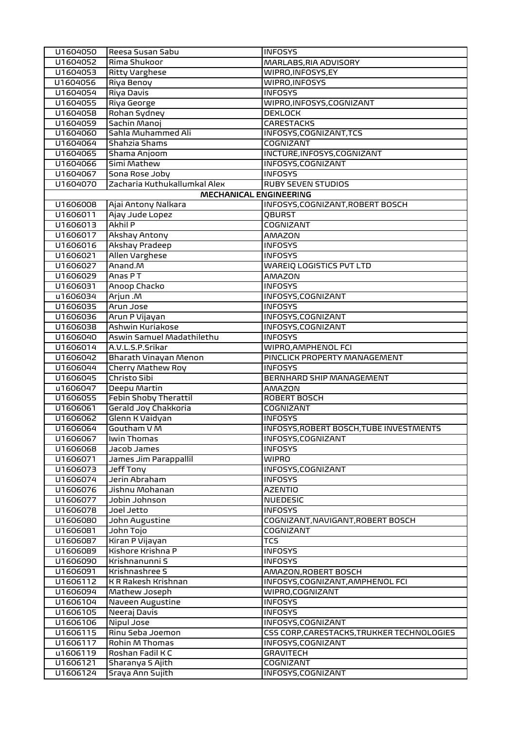| U1604050 | Reesa Susan Sabu | INFOSYS |
|---|---|---|
| U1604052 | Rima Shukoor | MARLABS,RIA ADVISORY |
| U1604053 | Ritty Varghese | WIPRO,INFOSYS,EY |
| U1604056 | Riya Benoy | WIPRO,INFOSYS |
| U1604054 | Riya Davis | INFOSYS |
| U1604055 | Riya George | WIPRO,INFOSYS,COGNIZANT |
| U1604058 | Rohan Sydney | DEXLOCK |
| U1604059 | Sachin Manoj | CARESTACKS |
| U1604060 | Sahla Muhammed Ali | INFOSYS,COGNIZANT,TCS |
| U1604064 | Shahzia Shams | COGNIZANT |
| U1604065 | Shama Anjoom | INCTURE,INFOSYS,COGNIZANT |
| U1604066 | Simi Mathew | INFOSYS,COGNIZANT |
| U1604067 | Sona Rose Joby | INFOSYS |
| U1604070 | Zacharia Kuthukallumkal Alex | RUBY SEVEN STUDIOS |
| | **MECHANICAL ENGINEERING** | |
| U1606008 | Ajai Antony Nalkara | INFOSYS,COGNIZANT,ROBERT BOSCH |
| U1606011 | Ajay Jude Lopez | QBURST |
| U1606013 | Akhil P | COGNIZANT |
| U1606017 | Akshay Antony | AMAZON |
| U1606016 | Akshay Pradeep | INFOSYS |
| U1606021 | Allen Varghese | INFOSYS |
| U1606027 | Anand.M | WAREIQ LOGISTICS PVT LTD |
| U1606029 | Anas P T | AMAZON |
| U1606031 | Anoop Chacko | INFOSYS |
| u1606034 | Arjun .M | INFOSYS,COGNIZANT |
| U1606035 | Arun Jose | INFOSYS |
| U1606036 | Arun P Vijayan | INFOSYS,COGNIZANT |
| U1606038 | Ashwin Kuriakose | INFOSYS,COGNIZANT |
| U1606040 | Aswin Samuel Madathilethu | INFOSYS |
| U1606014 | A.V.L.S.P.Srikar | WIPRO,AMPHENOL FCI |
| U1606042 | Bharath Vinayan Menon | PINCLICK PROPERTY MANAGEMENT |
| U1606044 | Cherry Mathew Roy | INFOSYS |
| U1606045 | Christo Sibi | BERNHARD SHIP MANAGEMENT |
| u1606047 | Deepu Martin | AMAZON |
| U1606055 | Febin Shoby Therattil | ROBERT BOSCH |
| U1606061 | Gerald Joy Chakkoria | COGNIZANT |
| U1606062 | Glenn K Vaidyan | INFOSYS |
| U1606064 | Goutham V M | INFOSYS,ROBERT BOSCH,TUBE INVESTMENTS |
| U1606067 | Iwin Thomas | INFOSYS,COGNIZANT |
| U1606068 | Jacob James | INFOSYS |
| U1606071 | James Jim Parappallil | WIPRO |
| U1606073 | Jeff Tony | INFOSYS,COGNIZANT |
| U1606074 | Jerin Abraham | INFOSYS |
| U1606076 | Jishnu Mohanan | AZENTIO |
| U1606077 | Jobin Johnson | NUEDESIC |
| U1606078 | Joel Jetto | INFOSYS |
| U1606080 | John Augustine | COGNIZANT,NAVIGANT,ROBERT BOSCH |
| U1606081 | John Tojo | COGNIZANT |
| U1606087 | Kiran P Vijayan | TCS |
| U1606089 | Kishore Krishna P | INFOSYS |
| U1606090 | Krishnanunni S | INFOSYS |
| U1606091 | Krishnashree S | AMAZON,ROBERT BOSCH |
| U1606112 | K R Rakesh Krishnan | INFOSYS,COGNIZANT,AMPHENOL FCI |
| U1606094 | Mathew Joseph | WIPRO,COGNIZANT |
| U1606104 | Naveen Augustine | INFOSYS |
| U1606105 | Neeraj Davis | INFOSYS |
| U1606106 | Nipul Jose | INFOSYS,COGNIZANT |
| U1606115 | Rinu Seba Joemon | CSS CORP,CARESTACKS,TRUKKER TECHNOLOGIES |
| U1606117 | Rohin M Thomas | INFOSYS,COGNIZANT |
| u1606119 | Roshan Fadil K C | GRAVITECH |
| U1606121 | Sharanya S Ajith | COGNIZANT |
| U1606124 | Sraya Ann Sujith | INFOSYS,COGNIZANT |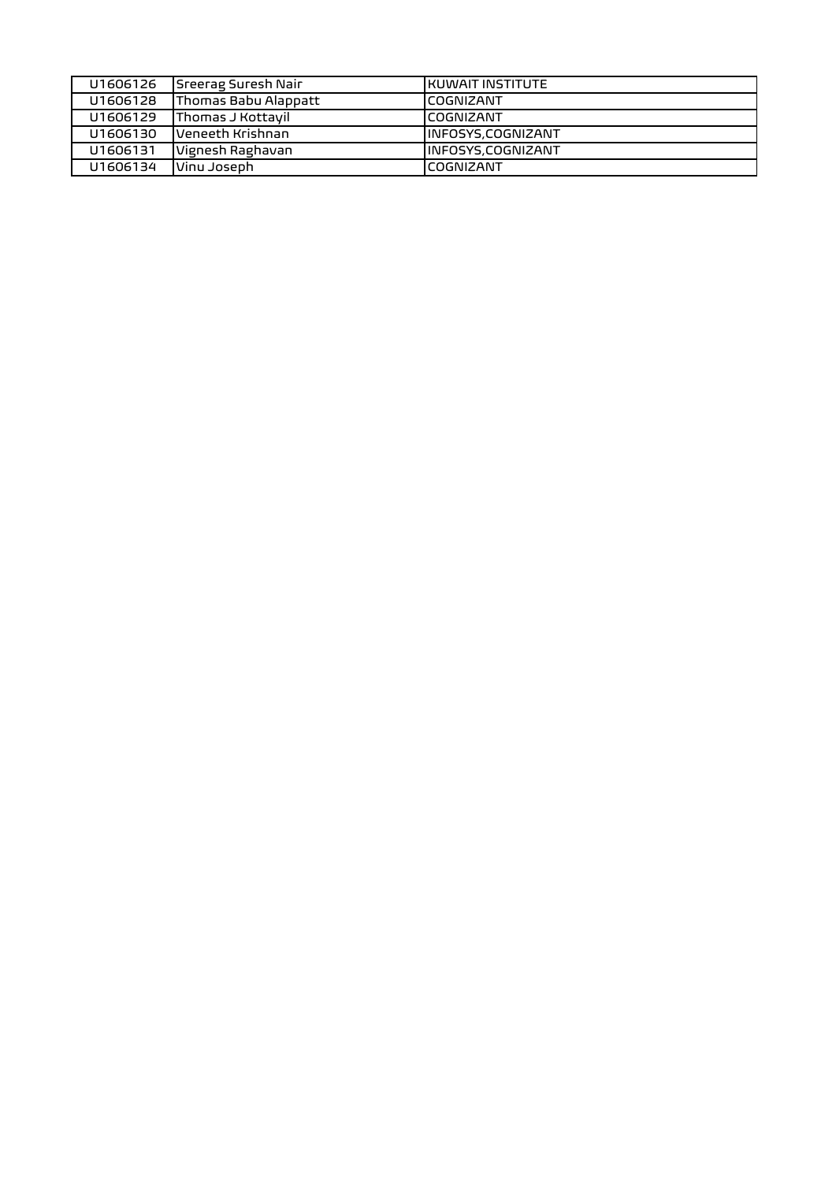| | | |
|---|---|---|
| U1606126 | Sreerag Suresh Nair | KUWAIT INSTITUTE |
| U1606128 | Thomas Babu Alappatt | COGNIZANT |
| U1606129 | Thomas J Kottayil | COGNIZANT |
| U1606130 | Veneeth Krishnan | INFOSYS,COGNIZANT |
| U1606131 | Vignesh Raghavan | INFOSYS,COGNIZANT |
| U1606134 | Vinu Joseph | COGNIZANT |